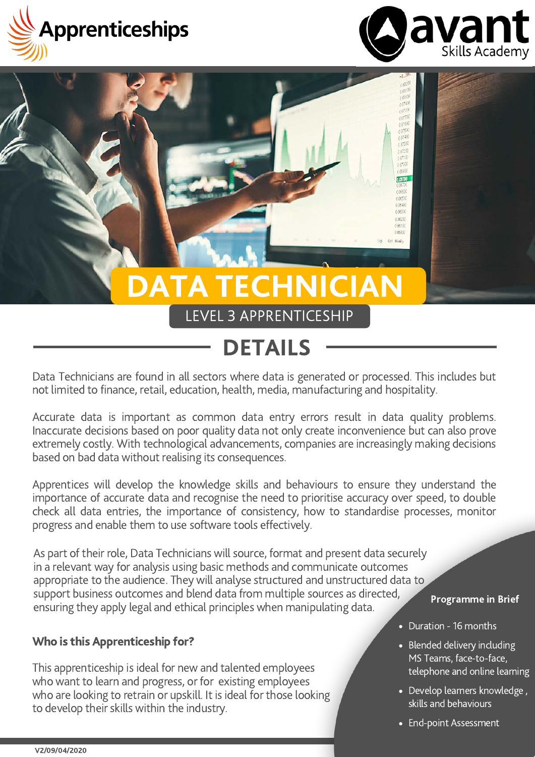Apprenticeships

avant Skills Academy

# DATA TECHNICIAN

## LEVEL 3 APPRENTICESHIP

## DETAILS

Data Technicians are found in all sectors where data is generated or processed. This includes but not limited to finance, retail, education, health, media, manufacturing and hospitality.

Accurate data is important as common data entry errors result in data quality problems. Inaccurate decisions based on poor quality data not only create inconvenience but can also prove extremely costly. With technological advancements, companies are increasingly making decisions based on bad data without realising its consequences.

Apprentices will develop the knowledge skills and behaviours to ensure they understand the importance of accurate data and recognise the need to prioritise accuracy over speed, to double check all data entries, the importance of consistency, how to standardise processes, monitor progress and enable them to use software tools effectively.

As part of their role, Data Technicians will source, format and present data securely in a relevant way for analysis using basic methods and communicate outcomes appropriate to the audience. They will analyse structured and unstructured data to support business outcomes and blend data from multiple sources as directed, ensuring they apply legal and ethical principles when manipulating data.

### Who is this Apprenticeship for?

This apprenticeship is ideal for new and talented employees who want to learn and progress, or for existing employees who are looking to retrain or upskill. It is ideal for those looking to develop their skills within the industry.

### Programme in Brief

- Duration - 16 months
- Blended delivery including MS Teams, face-to-face, telephone and online learning
- Develop learners knowledge , skills and behaviours
- End-point Assessment

V2/09/04/2020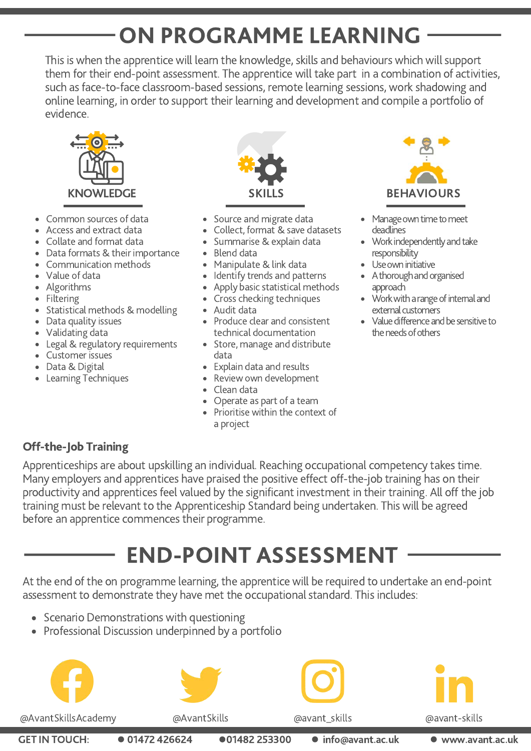# ON PROGRAMME LEARNING

This is when the apprentice will learn the knowledge, skills and behaviours which will support them for their end-point assessment. The apprentice will take part in a combination of activities, such as face-to-face classroom-based sessions, remote learning sessions, work shadowing and online learning, in order to support their learning and development and compile a portfolio of evidence.

### KNOWLEDGE

- Common sources of data
- Access and extract data
- Collate and format data
- Data formats & their importance
- Communication methods
- Value of data
- Algorithms
- Filtering
- Statistical methods & modelling
- Data quality issues
- Validating data
- Legal & regulatory requirements
- Customer issues
- Data & Digital
- Learning Techniques

### SKILLS

- Source and migrate data
- Collect, format & save datasets
- Summarise & explain data
- Blend data
- Manipulate & link data
- Identify trends and patterns
- Apply basic statistical methods
- Cross checking techniques
- Audit data
- Produce clear and consistent technical documentation
- Store, manage and distribute data
- Explain data and results
- Review own development
- Clean data
- Operate as part of a team
- Prioritise within the context of a project

### BEHAVIOURS

- Manage own time to meet deadlines
- Work independently and take responsibility
- Use own initiative
- A thorough and organised approach
- Work with a range of internal and external customers
- Value difference and be sensitive to the needs of others

**Off-the-Job Training**

Apprenticeships are about upskilling an individual. Reaching occupational competency takes time. Many employers and apprentices have praised the positive effect off-the-job training has on their productivity and apprentices feel valued by the significant investment in their training. All off the job training must be relevant to the Apprenticeship Standard being undertaken. This will be agreed before an apprentice commences their programme.

# END-POINT ASSESSMENT

At the end of the on programme learning, the apprentice will be required to undertake an end-point assessment to demonstrate they have met the occupational standard. This includes:

- Scenario Demonstrations with questioning
- Professional Discussion underpinned by a portfolio

@AvantSkillsAcademy @AvantSkills @avant_skills @avant-skills

GET IN TOUCH: • 01472 426624 • 01482 253300 • info@avant.ac.uk • www.avant.ac.uk